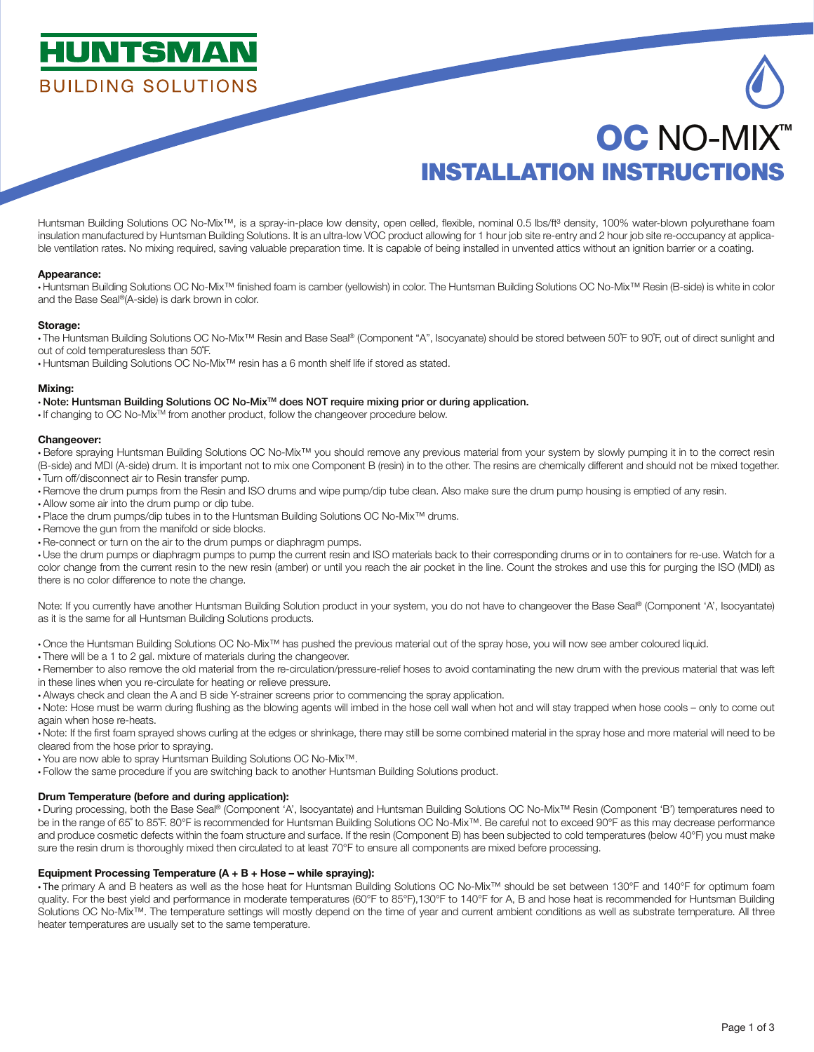HUNTSMAN

BUILDING SOLUTIONS

# OC NO-MIX™ INSTALLATION INSTRUCTIONS

Huntsman Building Solutions OC No-Mix™, is a spray-in-place low density, open celled, flexible, nominal 0.5 lbs/ft³ density, 100% water-blown polyurethane foam insulation manufactured by Huntsman Building Solutions. It is an ultra-low VOC product allowing for 1 hour job site re-entry and 2 hour job site re-occupancy at applicable ventilation rates. No mixing required, saving valuable preparation time. It is capable of being installed in unvented attics without an ignition barrier or a coating.

**Appearance:**

- Huntsman Building Solutions OC No-Mix™ finished foam is camber (yellowish) in color. The Huntsman Building Solutions OC No-Mix™ Resin (B-side) is white in color and the Base Seal®(A-side) is dark brown in color.

**Storage:**

- The Huntsman Building Solutions OC No-Mix™ Resin and Base Seal® (Component "A", Isocyanate) should be stored between 50˚F to 90˚F, out of direct sunlight and out of cold temperaturesless than 50˚F.
- Huntsman Building Solutions OC No-Mix™ resin has a 6 month shelf life if stored as stated.

**Mixing:**

- **Note: Huntsman Building Solutions OC No-Mix™ does NOT require mixing prior or during application.**
- If changing to OC No-Mix™ from another product, follow the changeover procedure below.

**Changeover:**

- Before spraying Huntsman Building Solutions OC No-Mix™ you should remove any previous material from your system by slowly pumping it in to the correct resin (B-side) and MDI (A-side) drum. It is important not to mix one Component B (resin) in to the other. The resins are chemically different and should not be mixed together.
- Turn off/disconnect air to Resin transfer pump.
- Remove the drum pumps from the Resin and ISO drums and wipe pump/dip tube clean. Also make sure the drum pump housing is emptied of any resin.
- Allow some air into the drum pump or dip tube.
- Place the drum pumps/dip tubes in to the Huntsman Building Solutions OC No-Mix™ drums.
- Remove the gun from the manifold or side blocks.
- Re-connect or turn on the air to the drum pumps or diaphragm pumps.
- Use the drum pumps or diaphragm pumps to pump the current resin and ISO materials back to their corresponding drums or in to containers for re-use. Watch for a color change from the current resin to the new resin (amber) or until you reach the air pocket in the line. Count the strokes and use this for purging the ISO (MDI) as there is no color difference to note the change.

Note: If you currently have another Huntsman Building Solution product in your system, you do not have to changeover the Base Seal® (Component 'A', Isocyantate) as it is the same for all Huntsman Building Solutions products.

- Once the Huntsman Building Solutions OC No-Mix™ has pushed the previous material out of the spray hose, you will now see amber coloured liquid.
- There will be a 1 to 2 gal. mixture of materials during the changeover.
- Remember to also remove the old material from the re-circulation/pressure-relief hoses to avoid contaminating the new drum with the previous material that was left in these lines when you re-circulate for heating or relieve pressure.
- Always check and clean the A and B side Y-strainer screens prior to commencing the spray application.
- Note: Hose must be warm during flushing as the blowing agents will imbed in the hose cell wall when hot and will stay trapped when hose cools – only to come out again when hose re-heats.
- Note: If the first foam sprayed shows curling at the edges or shrinkage, there may still be some combined material in the spray hose and more material will need to be cleared from the hose prior to spraying.
- You are now able to spray Huntsman Building Solutions OC No-Mix™.
- Follow the same procedure if you are switching back to another Huntsman Building Solutions product.

**Drum Temperature (before and during application):**

- During processing, both the Base Seal® (Component 'A', Isocyantate) and Huntsman Building Solutions OC No-Mix™ Resin (Component 'B') temperatures need to be in the range of 65˚ to 85˚F. 80°F is recommended for Huntsman Building Solutions OC No-Mix™. Be careful not to exceed 90°F as this may decrease performance and produce cosmetic defects within the foam structure and surface. If the resin (Component B) has been subjected to cold temperatures (below 40°F) you must make sure the resin drum is thoroughly mixed then circulated to at least 70°F to ensure all components are mixed before processing.

**Equipment Processing Temperature (A + B + Hose – while spraying):**

- The primary A and B heaters as well as the hose heat for Huntsman Building Solutions OC No-Mix™ should be set between 130°F and 140°F for optimum foam quality. For the best yield and performance in moderate temperatures (60°F to 85°F),130°F to 140°F for A, B and hose heat is recommended for Huntsman Building Solutions OC No-Mix™. The temperature settings will mostly depend on the time of year and current ambient conditions as well as substrate temperature. All three heater temperatures are usually set to the same temperature.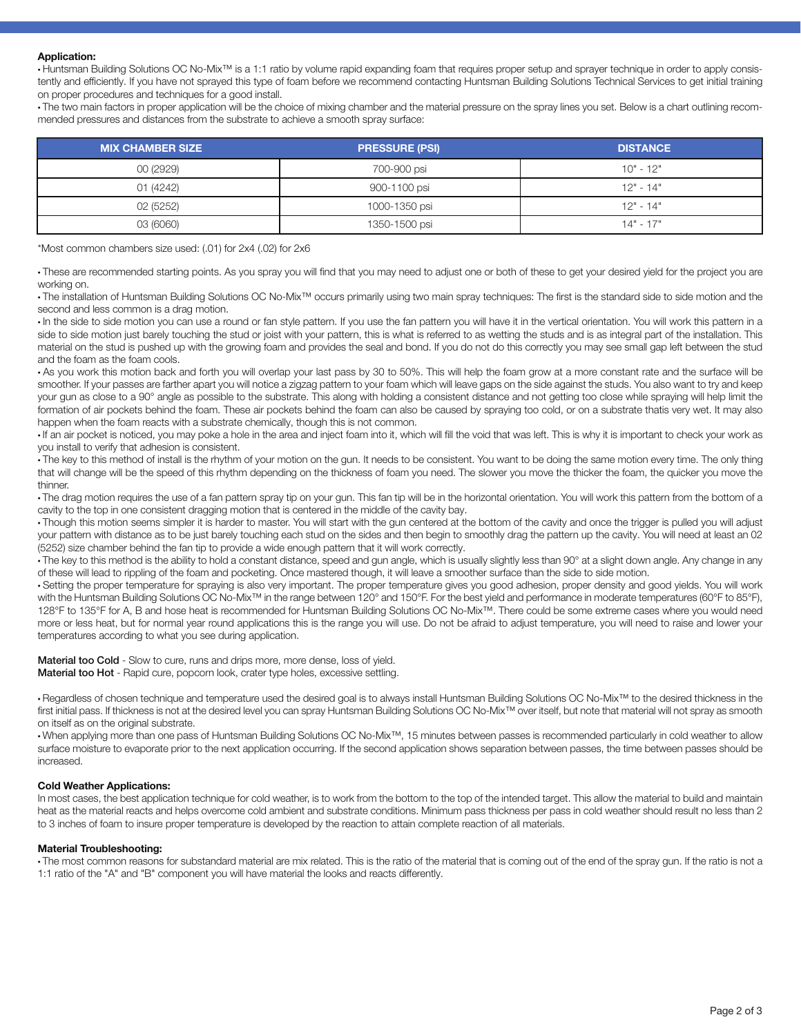**Application:**

- Huntsman Building Solutions OC No-Mix™ is a 1:1 ratio by volume rapid expanding foam that requires proper setup and sprayer technique in order to apply consistently and efficiently. If you have not sprayed this type of foam before we recommend contacting Huntsman Building Solutions Technical Services to get initial training on proper procedures and techniques for a good install.
- The two main factors in proper application will be the choice of mixing chamber and the material pressure on the spray lines you set. Below is a chart outlining recommended pressures and distances from the substrate to achieve a smooth spray surface:

| MIX CHAMBER SIZE | PRESSURE (PSI) | DISTANCE |
|---|---|---|
| 00 (2929) | 700-900 psi | 10" - 12" |
| 01 (4242) | 900-1100 psi | 12" - 14" |
| 02 (5252) | 1000-1350 psi | 12" - 14" |
| 03 (6060) | 1350-1500 psi | 14" - 17" |

*Most common chambers size used: (.01) for 2x4 (.02) for 2x6

- These are recommended starting points. As you spray you will find that you may need to adjust one or both of these to get your desired yield for the project you are working on.
- The installation of Huntsman Building Solutions OC No-Mix™ occurs primarily using two main spray techniques: The first is the standard side to side motion and the second and less common is a drag motion.
- In the side to side motion you can use a round or fan style pattern. If you use the fan pattern you will have it in the vertical orientation. You will work this pattern in a side to side motion just barely touching the stud or joist with your pattern, this is what is referred to as wetting the studs and is as integral part of the installation. This material on the stud is pushed up with the growing foam and provides the seal and bond. If you do not do this correctly you may see small gap left between the stud and the foam as the foam cools.
- As you work this motion back and forth you will overlap your last pass by 30 to 50%. This will help the foam grow at a more constant rate and the surface will be smoother. If your passes are farther apart you will notice a zigzag pattern to your foam which will leave gaps on the side against the studs. You also want to try and keep your gun as close to a 90° angle as possible to the substrate. This along with holding a consistent distance and not getting too close while spraying will help limit the formation of air pockets behind the foam. These air pockets behind the foam can also be caused by spraying too cold, or on a substrate thatis very wet. It may also happen when the foam reacts with a substrate chemically, though this is not common.
- If an air pocket is noticed, you may poke a hole in the area and inject foam into it, which will fill the void that was left. This is why it is important to check your work as you install to verify that adhesion is consistent.
- The key to this method of install is the rhythm of your motion on the gun. It needs to be consistent. You want to be doing the same motion every time. The only thing that will change will be the speed of this rhythm depending on the thickness of foam you need. The slower you move the thicker the foam, the quicker you move the thinner.
- The drag motion requires the use of a fan pattern spray tip on your gun. This fan tip will be in the horizontal orientation. You will work this pattern from the bottom of a cavity to the top in one consistent dragging motion that is centered in the middle of the cavity bay.
- Though this motion seems simpler it is harder to master. You will start with the gun centered at the bottom of the cavity and once the trigger is pulled you will adjust your pattern with distance as to be just barely touching each stud on the sides and then begin to smoothly drag the pattern up the cavity. You will need at least an 02 (5252) size chamber behind the fan tip to provide a wide enough pattern that it will work correctly.
- The key to this method is the ability to hold a constant distance, speed and gun angle, which is usually slightly less than 90° at a slight down angle. Any change in any of these will lead to rippling of the foam and pocketing. Once mastered though, it will leave a smoother surface than the side to side motion.
- Setting the proper temperature for spraying is also very important. The proper temperature gives you good adhesion, proper density and good yields. You will work with the Huntsman Building Solutions OC No-Mix™ in the range between 120° and 150°F. For the best yield and performance in moderate temperatures (60°F to 85°F), 128°F to 135°F for A, B and hose heat is recommended for Huntsman Building Solutions OC No-Mix™. There could be some extreme cases where you would need more or less heat, but for normal year round applications this is the range you will use. Do not be afraid to adjust temperature, you will need to raise and lower your temperatures according to what you see during application.

**Material too Cold** - Slow to cure, runs and drips more, more dense, loss of yield.
**Material too Hot** - Rapid cure, popcorn look, crater type holes, excessive settling.

- Regardless of chosen technique and temperature used the desired goal is to always install Huntsman Building Solutions OC No-Mix™ to the desired thickness in the first initial pass. If thickness is not at the desired level you can spray Huntsman Building Solutions OC No-Mix™ over itself, but note that material will not spray as smooth on itself as on the original substrate.
- When applying more than one pass of Huntsman Building Solutions OC No-Mix™, 15 minutes between passes is recommended particularly in cold weather to allow surface moisture to evaporate prior to the next application occurring. If the second application shows separation between passes, the time between passes should be increased.

**Cold Weather Applications:**

In most cases, the best application technique for cold weather, is to work from the bottom to the top of the intended target. This allow the material to build and maintain heat as the material reacts and helps overcome cold ambient and substrate conditions. Minimum pass thickness per pass in cold weather should result no less than 2 to 3 inches of foam to insure proper temperature is developed by the reaction to attain complete reaction of all materials.

**Material Troubleshooting:**

- The most common reasons for substandard material are mix related. This is the ratio of the material that is coming out of the end of the spray gun. If the ratio is not a 1:1 ratio of the "A" and "B" component you will have material the looks and reacts differently.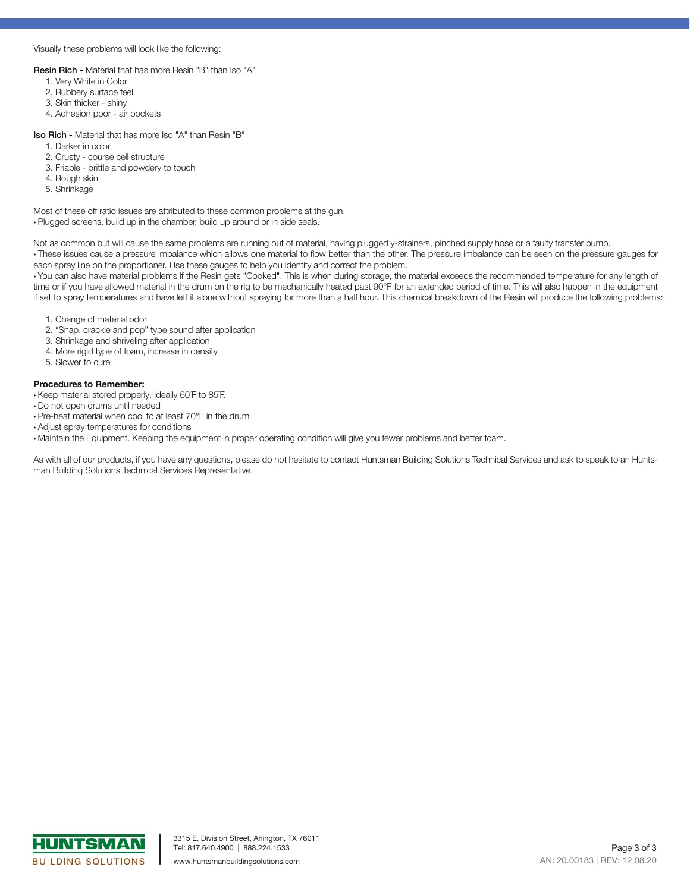Visually these problems will look like the following:

**Resin Rich -** Material that has more Resin "B" than Iso "A"

1. Very White in Color
2. Rubbery surface feel
3. Skin thicker - shiny
4. Adhesion poor - air pockets

**Iso Rich -** Material that has more Iso "A" than Resin "B"

1. Darker in color
2. Crusty - course cell structure
3. Friable - brittle and powdery to touch
4. Rough skin
5. Shrinkage

Most of these off ratio issues are attributed to these common problems at the gun.

- Plugged screens, build up in the chamber, build up around or in side seals.

Not as common but will cause the same problems are running out of material, having plugged y-strainers, pinched supply hose or a faulty transfer pump.

- These issues cause a pressure imbalance which allows one material to flow better than the other. The pressure imbalance can be seen on the pressure gauges for each spray line on the proportioner. Use these gauges to help you identify and correct the problem.
- You can also have material problems if the Resin gets "Cooked". This is when during storage, the material exceeds the recommended temperature for any length of time or if you have allowed material in the drum on the rig to be mechanically heated past 90°F for an extended period of time. This will also happen in the equipment if set to spray temperatures and have left it alone without spraying for more than a half hour. This chemical breakdown of the Resin will produce the following problems:

1. Change of material odor
2. "Snap, crackle and pop" type sound after application
3. Shrinkage and shriveling after application
4. More rigid type of foam, increase in density
5. Slower to cure

**Procedures to Remember:**

- Keep material stored properly. Ideally 60˚F to 85˚F.
- Do not open drums until needed
- Pre-heat material when cool to at least 70°F in the drum
- Adjust spray temperatures for conditions
- Maintain the Equipment. Keeping the equipment in proper operating condition will give you fewer problems and better foam.

As with all of our products, if you have any questions, please do not hesitate to contact Huntsman Building Solutions Technical Services and ask to speak to an Huntsman Building Solutions Technical Services Representative.

HUNTSMAN BUILDING SOLUTIONS

3315 E. Division Street, Arlington, TX 76011
Tel: 817.640.4900 | 888.224.1533
www.huntsmanbuildingsolutions.com

AN: 20.00183 | REV: 12.08.20